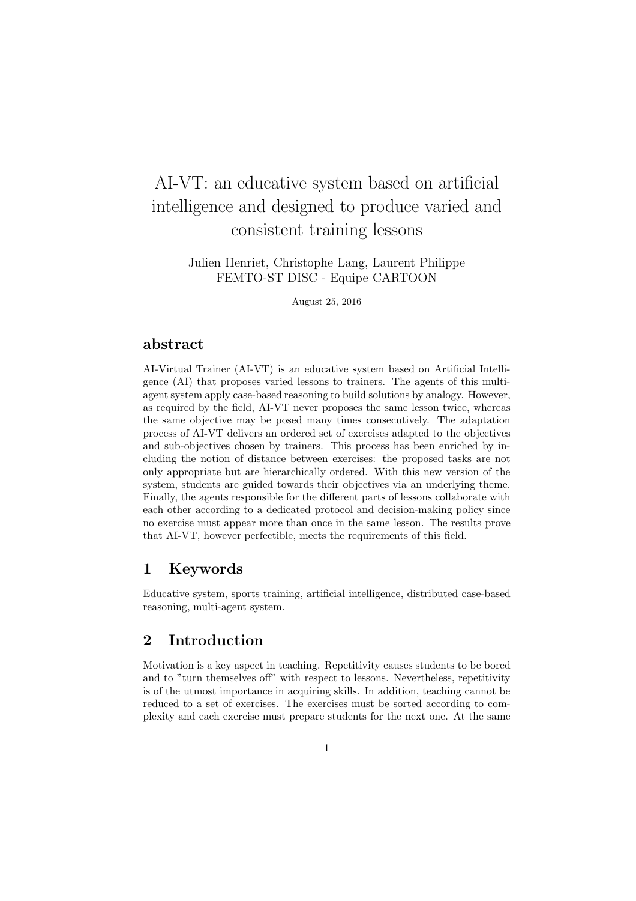# AI-VT: an educative system based on artificial intelligence and designed to produce varied and consistent training lessons

Julien Henriet, Christophe Lang, Laurent Philippe
FEMTO-ST DISC - Equipe CARTOON

August 25, 2016

## abstract

AI-Virtual Trainer (AI-VT) is an educative system based on Artificial Intelligence (AI) that proposes varied lessons to trainers. The agents of this multi-agent system apply case-based reasoning to build solutions by analogy. However, as required by the field, AI-VT never proposes the same lesson twice, whereas the same objective may be posed many times consecutively. The adaptation process of AI-VT delivers an ordered set of exercises adapted to the objectives and sub-objectives chosen by trainers. This process has been enriched by including the notion of distance between exercises: the proposed tasks are not only appropriate but are hierarchically ordered. With this new version of the system, students are guided towards their objectives via an underlying theme. Finally, the agents responsible for the different parts of lessons collaborate with each other according to a dedicated protocol and decision-making policy since no exercise must appear more than once in the same lesson. The results prove that AI-VT, however perfectible, meets the requirements of this field.

## 1 Keywords

Educative system, sports training, artificial intelligence, distributed case-based reasoning, multi-agent system.

## 2 Introduction

Motivation is a key aspect in teaching. Repetitivity causes students to be bored and to "turn themselves off" with respect to lessons. Nevertheless, repetitivity is of the utmost importance in acquiring skills. In addition, teaching cannot be reduced to a set of exercises. The exercises must be sorted according to complexity and each exercise must prepare students for the next one. At the same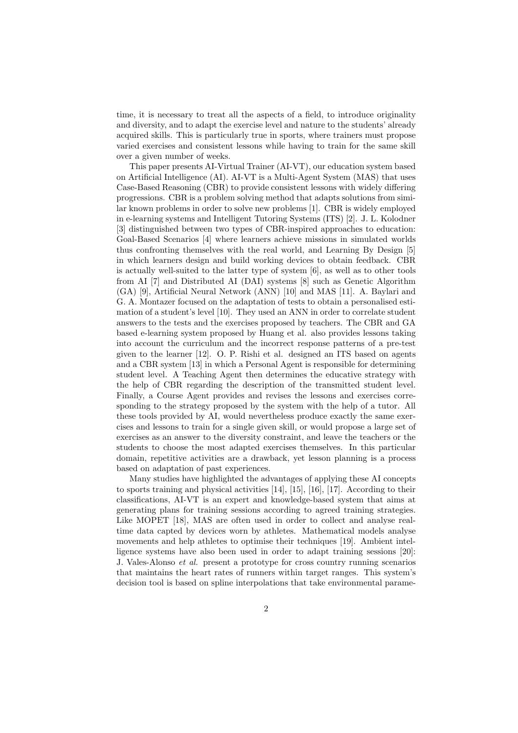time, it is necessary to treat all the aspects of a field, to introduce originality and diversity, and to adapt the exercise level and nature to the students' already acquired skills. This is particularly true in sports, where trainers must propose varied exercises and consistent lessons while having to train for the same skill over a given number of weeks.

This paper presents AI-Virtual Trainer (AI-VT), our education system based on Artificial Intelligence (AI). AI-VT is a Multi-Agent System (MAS) that uses Case-Based Reasoning (CBR) to provide consistent lessons with widely differing progressions. CBR is a problem solving method that adapts solutions from similar known problems in order to solve new problems [1]. CBR is widely employed in e-learning systems and Intelligent Tutoring Systems (ITS) [2]. J. L. Kolodner [3] distinguished between two types of CBR-inspired approaches to education: Goal-Based Scenarios [4] where learners achieve missions in simulated worlds thus confronting themselves with the real world, and Learning By Design [5] in which learners design and build working devices to obtain feedback. CBR is actually well-suited to the latter type of system [6], as well as to other tools from AI [7] and Distributed AI (DAI) systems [8] such as Genetic Algorithm (GA) [9], Artificial Neural Network (ANN) [10] and MAS [11]. A. Baylari and G. A. Montazer focused on the adaptation of tests to obtain a personalised estimation of a student's level [10]. They used an ANN in order to correlate student answers to the tests and the exercises proposed by teachers. The CBR and GA based e-learning system proposed by Huang et al. also provides lessons taking into account the curriculum and the incorrect response patterns of a pre-test given to the learner [12]. O. P. Rishi et al. designed an ITS based on agents and a CBR system [13] in which a Personal Agent is responsible for determining student level. A Teaching Agent then determines the educative strategy with the help of CBR regarding the description of the transmitted student level. Finally, a Course Agent provides and revises the lessons and exercises corresponding to the strategy proposed by the system with the help of a tutor. All these tools provided by AI, would nevertheless produce exactly the same exercises and lessons to train for a single given skill, or would propose a large set of exercises as an answer to the diversity constraint, and leave the teachers or the students to choose the most adapted exercises themselves. In this particular domain, repetitive activities are a drawback, yet lesson planning is a process based on adaptation of past experiences.

Many studies have highlighted the advantages of applying these AI concepts to sports training and physical activities [14], [15], [16], [17]. According to their classifications, AI-VT is an expert and knowledge-based system that aims at generating plans for training sessions according to agreed training strategies. Like MOPET [18], MAS are often used in order to collect and analyse real-time data capted by devices worn by athletes. Mathematical models analyse movements and help athletes to optimise their techniques [19]. Ambient intelligence systems have also been used in order to adapt training sessions [20]: J. Vales-Alonso *et al.* present a prototype for cross country running scenarios that maintains the heart rates of runners within target ranges. This system's decision tool is based on spline interpolations that take environmental parame-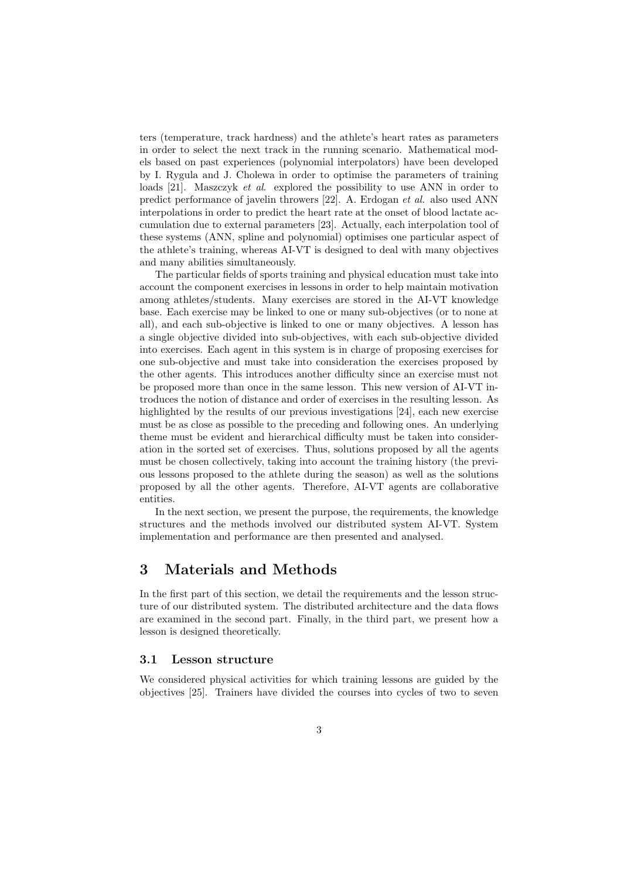ters (temperature, track hardness) and the athlete's heart rates as parameters in order to select the next track in the running scenario. Mathematical models based on past experiences (polynomial interpolators) have been developed by I. Rygula and J. Cholewa in order to optimise the parameters of training loads [21]. Maszczyk *et al.* explored the possibility to use ANN in order to predict performance of javelin throwers [22]. A. Erdogan *et al.* also used ANN interpolations in order to predict the heart rate at the onset of blood lactate accumulation due to external parameters [23]. Actually, each interpolation tool of these systems (ANN, spline and polynomial) optimises one particular aspect of the athlete's training, whereas AI-VT is designed to deal with many objectives and many abilities simultaneously.

The particular fields of sports training and physical education must take into account the component exercises in lessons in order to help maintain motivation among athletes/students. Many exercises are stored in the AI-VT knowledge base. Each exercise may be linked to one or many sub-objectives (or to none at all), and each sub-objective is linked to one or many objectives. A lesson has a single objective divided into sub-objectives, with each sub-objective divided into exercises. Each agent in this system is in charge of proposing exercises for one sub-objective and must take into consideration the exercises proposed by the other agents. This introduces another difficulty since an exercise must not be proposed more than once in the same lesson. This new version of AI-VT introduces the notion of distance and order of exercises in the resulting lesson. As highlighted by the results of our previous investigations [24], each new exercise must be as close as possible to the preceding and following ones. An underlying theme must be evident and hierarchical difficulty must be taken into consideration in the sorted set of exercises. Thus, solutions proposed by all the agents must be chosen collectively, taking into account the training history (the previous lessons proposed to the athlete during the season) as well as the solutions proposed by all the other agents. Therefore, AI-VT agents are collaborative entities.

In the next section, we present the purpose, the requirements, the knowledge structures and the methods involved our distributed system AI-VT. System implementation and performance are then presented and analysed.

## 3 Materials and Methods

In the first part of this section, we detail the requirements and the lesson structure of our distributed system. The distributed architecture and the data flows are examined in the second part. Finally, in the third part, we present how a lesson is designed theoretically.

### 3.1 Lesson structure

We considered physical activities for which training lessons are guided by the objectives [25]. Trainers have divided the courses into cycles of two to seven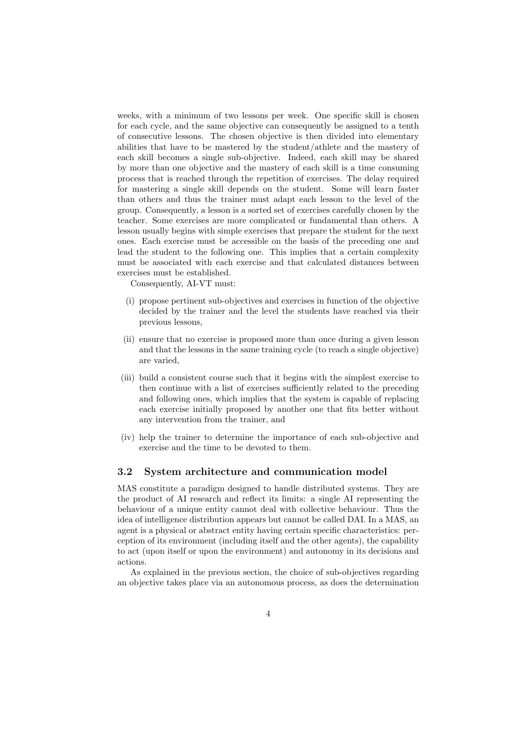weeks, with a minimum of two lessons per week. One specific skill is chosen for each cycle, and the same objective can consequently be assigned to a tenth of consecutive lessons. The chosen objective is then divided into elementary abilities that have to be mastered by the student/athlete and the mastery of each skill becomes a single sub-objective. Indeed, each skill may be shared by more than one objective and the mastery of each skill is a time consuming process that is reached through the repetition of exercises. The delay required for mastering a single skill depends on the student. Some will learn faster than others and thus the trainer must adapt each lesson to the level of the group. Consequently, a lesson is a sorted set of exercises carefully chosen by the teacher. Some exercises are more complicated or fundamental than others. A lesson usually begins with simple exercises that prepare the student for the next ones. Each exercise must be accessible on the basis of the preceding one and lead the student to the following one. This implies that a certain complexity must be associated with each exercise and that calculated distances between exercises must be established.

Consequently, AI-VT must:

- (i) propose pertinent sub-objectives and exercises in function of the objective decided by the trainer and the level the students have reached via their previous lessons,
- (ii) ensure that no exercise is proposed more than once during a given lesson and that the lessons in the same training cycle (to reach a single objective) are varied,
- (iii) build a consistent course such that it begins with the simplest exercise to then continue with a list of exercises sufficiently related to the preceding and following ones, which implies that the system is capable of replacing each exercise initially proposed by another one that fits better without any intervention from the trainer, and
- (iv) help the trainer to determine the importance of each sub-objective and exercise and the time to be devoted to them.

### 3.2 System architecture and communication model

MAS constitute a paradigm designed to handle distributed systems. They are the product of AI research and reflect its limits: a single AI representing the behaviour of a unique entity cannot deal with collective behaviour. Thus the idea of intelligence distribution appears but cannot be called DAI. In a MAS, an agent is a physical or abstract entity having certain specific characteristics: perception of its environment (including itself and the other agents), the capability to act (upon itself or upon the environment) and autonomy in its decisions and actions.

As explained in the previous section, the choice of sub-objectives regarding an objective takes place via an autonomous process, as does the determination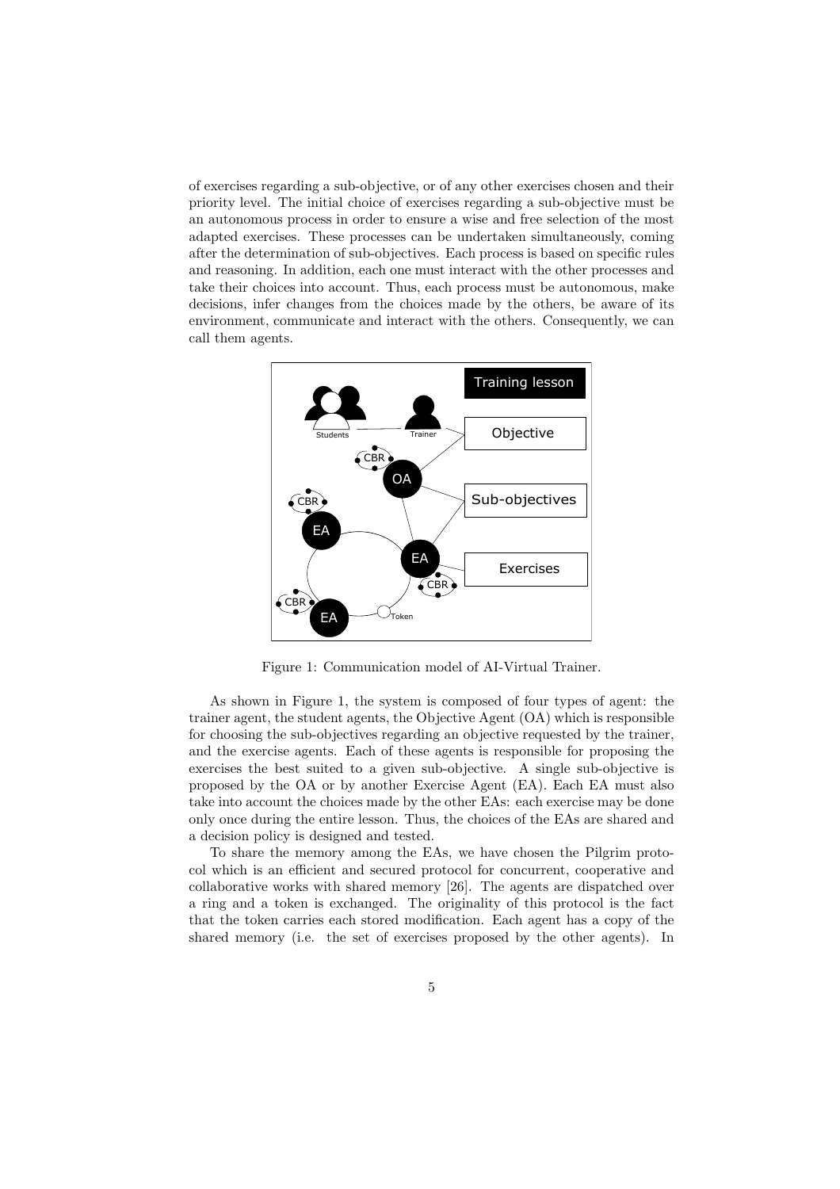of exercises regarding a sub-objective, or of any other exercises chosen and their priority level. The initial choice of exercises regarding a sub-objective must be an autonomous process in order to ensure a wise and free selection of the most adapted exercises. These processes can be undertaken simultaneously, coming after the determination of sub-objectives. Each process is based on specific rules and reasoning. In addition, each one must interact with the other processes and take their choices into account. Thus, each process must be autonomous, make decisions, infer changes from the choices made by the others, be aware of its environment, communicate and interact with the others. Consequently, we can call them agents.

Figure 1: Communication model of AI-Virtual Trainer.

As shown in Figure 1, the system is composed of four types of agent: the trainer agent, the student agents, the Objective Agent (OA) which is responsible for choosing the sub-objectives regarding an objective requested by the trainer, and the exercise agents. Each of these agents is responsible for proposing the exercises the best suited to a given sub-objective. A single sub-objective is proposed by the OA or by another Exercise Agent (EA). Each EA must also take into account the choices made by the other EAs: each exercise may be done only once during the entire lesson. Thus, the choices of the EAs are shared and a decision policy is designed and tested.

To share the memory among the EAs, we have chosen the Pilgrim protocol which is an efficient and secured protocol for concurrent, cooperative and collaborative works with shared memory [26]. The agents are dispatched over a ring and a token is exchanged. The originality of this protocol is the fact that the token carries each stored modification. Each agent has a copy of the shared memory (i.e. the set of exercises proposed by the other agents). In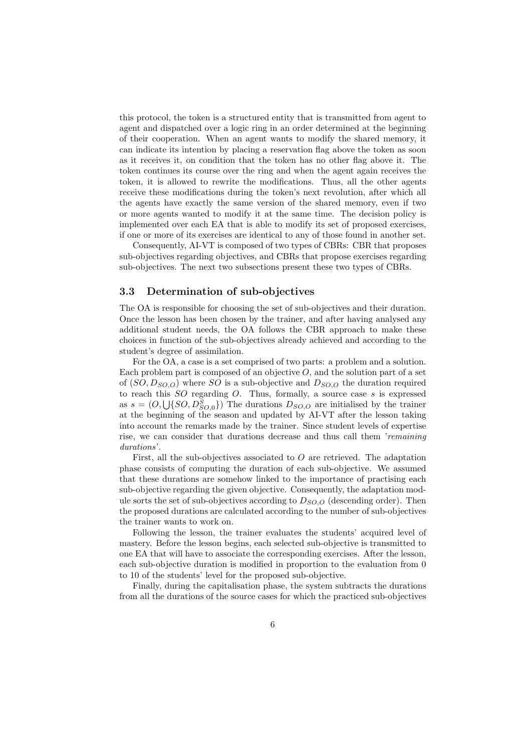this protocol, the token is a structured entity that is transmitted from agent to agent and dispatched over a logic ring in an order determined at the beginning of their cooperation. When an agent wants to modify the shared memory, it can indicate its intention by placing a reservation flag above the token as soon as it receives it, on condition that the token has no other flag above it. The token continues its course over the ring and when the agent again receives the token, it is allowed to rewrite the modifications. Thus, all the other agents receive these modifications during the token's next revolution, after which all the agents have exactly the same version of the shared memory, even if two or more agents wanted to modify it at the same time. The decision policy is implemented over each EA that is able to modify its set of proposed exercises, if one or more of its exercises are identical to any of those found in another set.

Consequently, AI-VT is composed of two types of CBRs: CBR that proposes sub-objectives regarding objectives, and CBRs that propose exercises regarding sub-objectives. The next two subsections present these two types of CBRs.

### 3.3 Determination of sub-objectives

The OA is responsible for choosing the set of sub-objectives and their duration. Once the lesson has been chosen by the trainer, and after having analysed any additional student needs, the OA follows the CBR approach to make these choices in function of the sub-objectives already achieved and according to the student's degree of assimilation.

For the OA, a case is a set comprised of two parts: a problem and a solution. Each problem part is composed of an objective $O$, and the solution part of a set of $(SO, D_{SO,O})$ where $SO$ is a sub-objective and $D_{SO,O}$ the duration required to reach this $SO$ regarding $O$. Thus, formally, a source case $s$ is expressed as $s = (O, \bigcup\{SO, D^S_{SO,0}\})$ The durations $D_{SO,O}$ are initialised by the trainer at the beginning of the season and updated by AI-VT after the lesson taking into account the remarks made by the trainer. Since student levels of expertise rise, we can consider that durations decrease and thus call them '*remaining durations*'.

First, all the sub-objectives associated to $O$ are retrieved. The adaptation phase consists of computing the duration of each sub-objective. We assumed that these durations are somehow linked to the importance of practising each sub-objective regarding the given objective. Consequently, the adaptation module sorts the set of sub-objectives according to $D_{SO,O}$ (descending order). Then the proposed durations are calculated according to the number of sub-objectives the trainer wants to work on.

Following the lesson, the trainer evaluates the students' acquired level of mastery. Before the lesson begins, each selected sub-objective is transmitted to one EA that will have to associate the corresponding exercises. After the lesson, each sub-objective duration is modified in proportion to the evaluation from 0 to 10 of the students' level for the proposed sub-objective.

Finally, during the capitalisation phase, the system subtracts the durations from all the durations of the source cases for which the practiced sub-objectives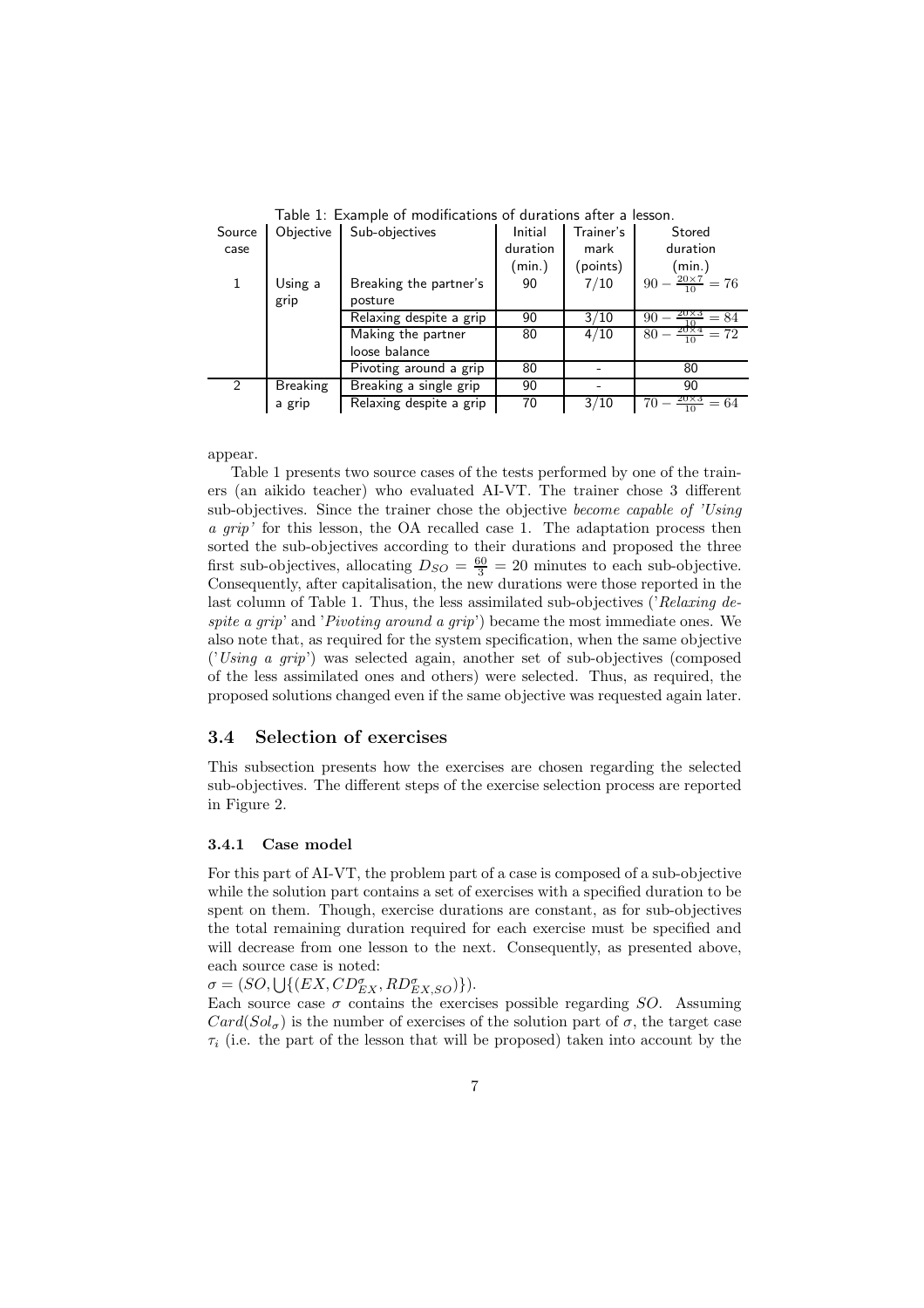appear.

Table 1: Example of modifications of durations after a lesson.

| Source case | Objective | Sub-objectives | Initial duration (min.) | Trainer's mark (points) | Stored duration (min.) |
|---|---|---|---|---|---|
| 1 | Using a grip | Breaking the partner's posture | 90 | 7/10 | $90 - \frac{20\times7}{10} = 76$ |
| | | Relaxing despite a grip | 90 | 3/10 | $90 - \frac{20\times3}{10} = 84$ |
| | | Making the partner loose balance | 80 | 4/10 | $80 - \frac{20\times4}{10} = 72$ |
| | | Pivoting around a grip | 80 | - | 80 |
| 2 | Breaking a grip | Breaking a single grip | 90 | - | 90 |
| | | Relaxing despite a grip | 70 | 3/10 | $70 - \frac{20\times3}{10} = 64$ |

Table 1 presents two source cases of the tests performed by one of the trainers (an aikido teacher) who evaluated AI-VT. The trainer chose 3 different sub-objectives. Since the trainer chose the objective *become capable of 'Using a grip'* for this lesson, the OA recalled case 1. The adaptation process then sorted the sub-objectives according to their durations and proposed the three first sub-objectives, allocating $D_{SO} = \frac{60}{3} = 20$ minutes to each sub-objective. Consequently, after capitalisation, the new durations were those reported in the last column of Table 1. Thus, the less assimilated sub-objectives ('*Relaxing despite a grip*' and '*Pivoting around a grip*') became the most immediate ones. We also note that, as required for the system specification, when the same objective ('*Using a grip*') was selected again, another set of sub-objectives (composed of the less assimilated ones and others) were selected. Thus, as required, the proposed solutions changed even if the same objective was requested again later.

### 3.4 Selection of exercises

This subsection presents how the exercises are chosen regarding the selected sub-objectives. The different steps of the exercise selection process are reported in Figure 2.

#### 3.4.1 Case model

For this part of AI-VT, the problem part of a case is composed of a sub-objective while the solution part contains a set of exercises with a specified duration to be spent on them. Though, exercise durations are constant, as for sub-objectives the total remaining duration required for each exercise must be specified and will decrease from one lesson to the next. Consequently, as presented above, each source case is noted:
$\sigma = (SO, \bigcup\{(EX, CD^{\sigma}_{EX}, RD^{\sigma}_{EX,SO})\})$.
Each source case $\sigma$ contains the exercises possible regarding $SO$. Assuming $Card(Sol_{\sigma})$ is the number of exercises of the solution part of $\sigma$, the target case $\tau_i$ (i.e. the part of the lesson that will be proposed) taken into account by the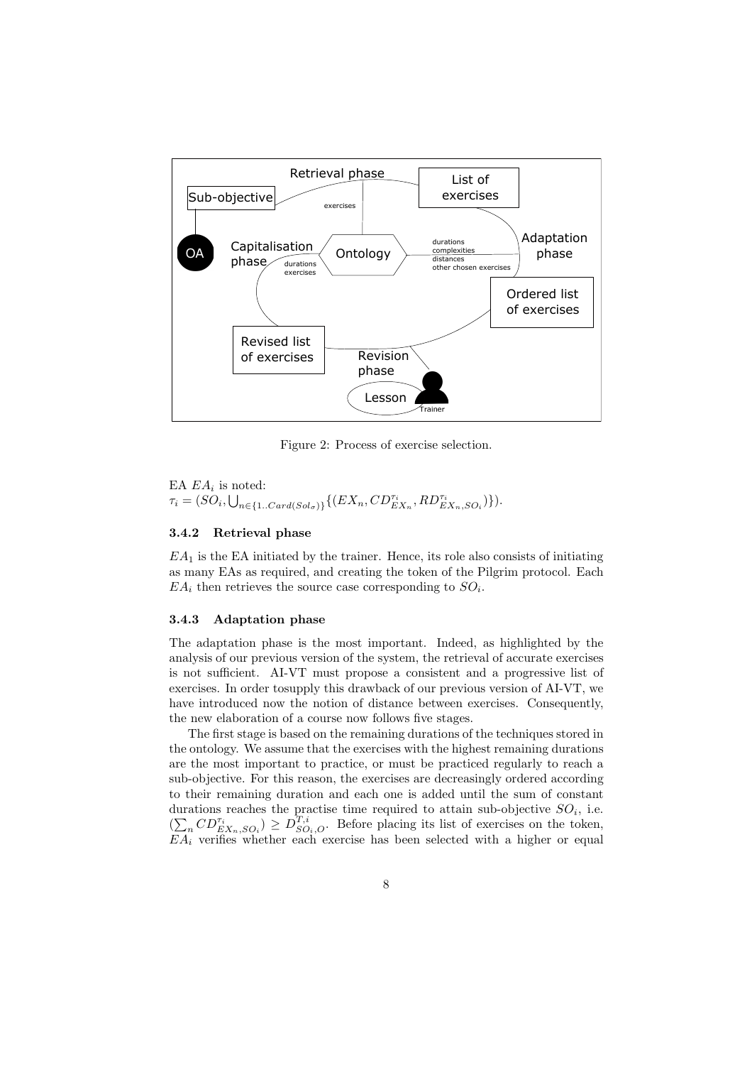Figure 2: Process of exercise selection.

EA $EA_i$ is noted:
$\tau_i = (SO_i, \bigcup_{n \in \{1..Card(Sol_\sigma)\}} \{(EX_n, CD^{\tau_i}_{EX_n}, RD^{\tau_i}_{EX_n,SO_i})\})$.

### 3.4.2 Retrieval phase

$EA_1$ is the EA initiated by the trainer. Hence, its role also consists of initiating as many EAs as required, and creating the token of the Pilgrim protocol. Each $EA_i$ then retrieves the source case corresponding to $SO_i$.

### 3.4.3 Adaptation phase

The adaptation phase is the most important. Indeed, as highlighted by the analysis of our previous version of the system, the retrieval of accurate exercises is not sufficient. AI-VT must propose a consistent and a progressive list of exercises. In order tosupply this drawback of our previous version of AI-VT, we have introduced now the notion of distance between exercises. Consequently, the new elaboration of a course now follows five stages.

The first stage is based on the remaining durations of the techniques stored in the ontology. We assume that the exercises with the highest remaining durations are the most important to practice, or must be practiced regularly to reach a sub-objective. For this reason, the exercises are decreasingly ordered according to their remaining duration and each one is added until the sum of constant durations reaches the practise time required to attain sub-objective $SO_i$, i.e. $(\sum_n CD^{\tau_i}_{EX_n,SO_i}) \geq D^{T,i}_{SO_i,O}$. Before placing its list of exercises on the token, $EA_i$ verifies whether each exercise has been selected with a higher or equal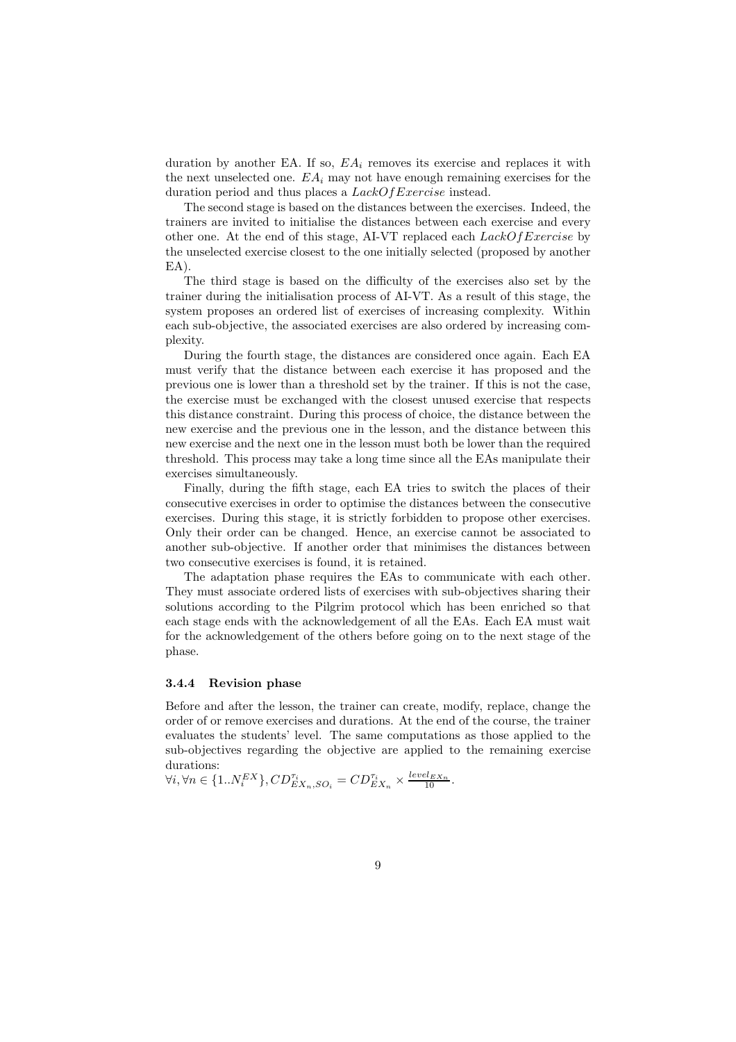duration by another EA. If so, $EA_i$ removes its exercise and replaces it with the next unselected one. $EA_i$ may not have enough remaining exercises for the duration period and thus places a $LackOfExercise$ instead.

The second stage is based on the distances between the exercises. Indeed, the trainers are invited to initialise the distances between each exercise and every other one. At the end of this stage, AI-VT replaced each $LackOfExercise$ by the unselected exercise closest to the one initially selected (proposed by another EA).

The third stage is based on the difficulty of the exercises also set by the trainer during the initialisation process of AI-VT. As a result of this stage, the system proposes an ordered list of exercises of increasing complexity. Within each sub-objective, the associated exercises are also ordered by increasing complexity.

During the fourth stage, the distances are considered once again. Each EA must verify that the distance between each exercise it has proposed and the previous one is lower than a threshold set by the trainer. If this is not the case, the exercise must be exchanged with the closest unused exercise that respects this distance constraint. During this process of choice, the distance between the new exercise and the previous one in the lesson, and the distance between this new exercise and the next one in the lesson must both be lower than the required threshold. This process may take a long time since all the EAs manipulate their exercises simultaneously.

Finally, during the fifth stage, each EA tries to switch the places of their consecutive exercises in order to optimise the distances between the consecutive exercises. During this stage, it is strictly forbidden to propose other exercises. Only their order can be changed. Hence, an exercise cannot be associated to another sub-objective. If another order that minimises the distances between two consecutive exercises is found, it is retained.

The adaptation phase requires the EAs to communicate with each other. They must associate ordered lists of exercises with sub-objectives sharing their solutions according to the Pilgrim protocol which has been enriched so that each stage ends with the acknowledgement of all the EAs. Each EA must wait for the acknowledgement of the others before going on to the next stage of the phase.

#### 3.4.4 Revision phase

Before and after the lesson, the trainer can create, modify, replace, change the order of or remove exercises and durations. At the end of the course, the trainer evaluates the students' level. The same computations as those applied to the sub-objectives regarding the objective are applied to the remaining exercise durations:
$\forall i, \forall n \in \{1..N_i^{EX}\}, CD_{EX_n,SO_i}^{\tau_i} = CD_{EX_n}^{\tau_i} \times \frac{level_{EX_n}}{10}$.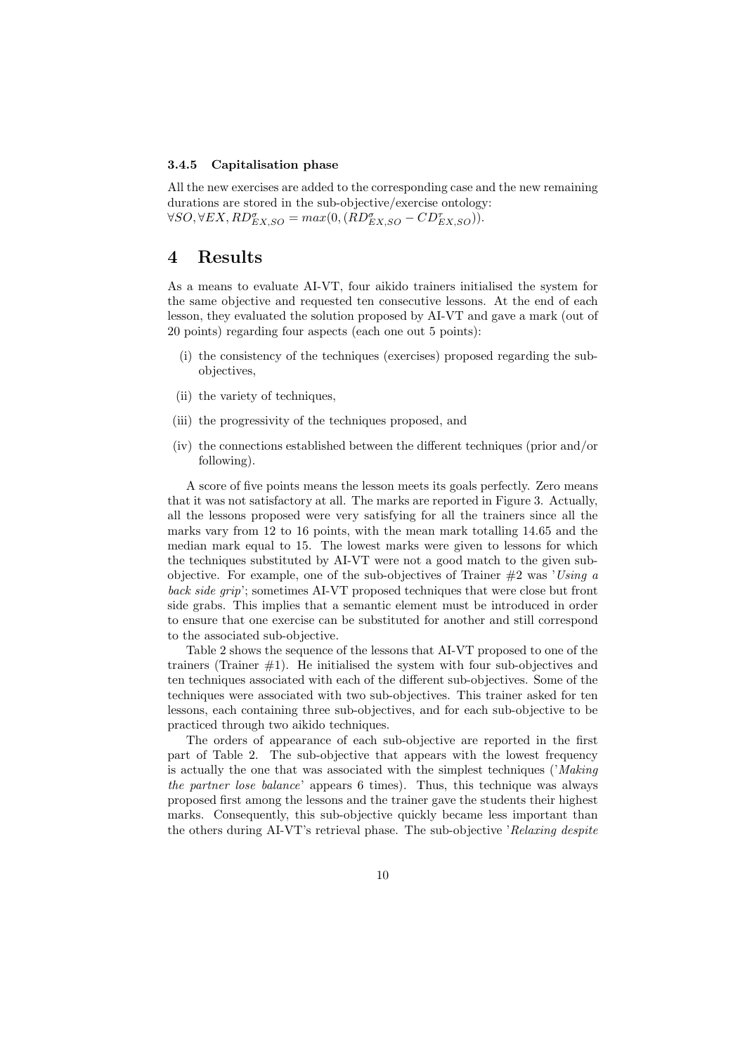#### 3.4.5 Capitalisation phase

All the new exercises are added to the corresponding case and the new remaining durations are stored in the sub-objective/exercise ontology:
$\forall SO, \forall EX, RD^{\sigma}_{EX,SO} = max(0, (RD^{\sigma}_{EX,SO} - CD^{\tau}_{EX,SO}))$.

## 4 Results

As a means to evaluate AI-VT, four aikido trainers initialised the system for the same objective and requested ten consecutive lessons. At the end of each lesson, they evaluated the solution proposed by AI-VT and gave a mark (out of 20 points) regarding four aspects (each one out 5 points):

- (i) the consistency of the techniques (exercises) proposed regarding the sub-objectives,
- (ii) the variety of techniques,
- (iii) the progressivity of the techniques proposed, and
- (iv) the connections established between the different techniques (prior and/or following).

A score of five points means the lesson meets its goals perfectly. Zero means that it was not satisfactory at all. The marks are reported in Figure 3. Actually, all the lessons proposed were very satisfying for all the trainers since all the marks vary from 12 to 16 points, with the mean mark totalling 14.65 and the median mark equal to 15. The lowest marks were given to lessons for which the techniques substituted by AI-VT were not a good match to the given sub-objective. For example, one of the sub-objectives of Trainer #2 was '*Using a back side grip*'; sometimes AI-VT proposed techniques that were close but front side grabs. This implies that a semantic element must be introduced in order to ensure that one exercise can be substituted for another and still correspond to the associated sub-objective.

Table 2 shows the sequence of the lessons that AI-VT proposed to one of the trainers (Trainer #1). He initialised the system with four sub-objectives and ten techniques associated with each of the different sub-objectives. Some of the techniques were associated with two sub-objectives. This trainer asked for ten lessons, each containing three sub-objectives, and for each sub-objective to be practiced through two aikido techniques.

The orders of appearance of each sub-objective are reported in the first part of Table 2. The sub-objective that appears with the lowest frequency is actually the one that was associated with the simplest techniques ('*Making the partner lose balance*' appears 6 times). Thus, this technique was always proposed first among the lessons and the trainer gave the students their highest marks. Consequently, this sub-objective quickly became less important than the others during AI-VT's retrieval phase. The sub-objective '*Relaxing despite*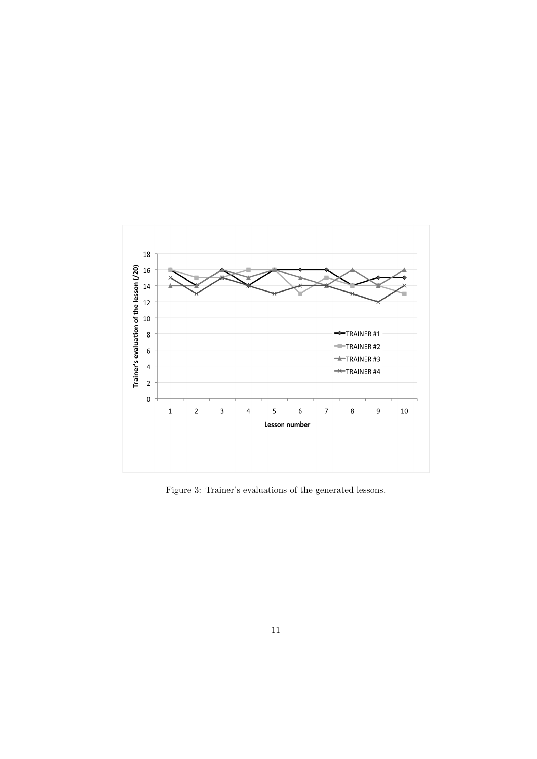Figure 3: Trainer's evaluations of the generated lessons.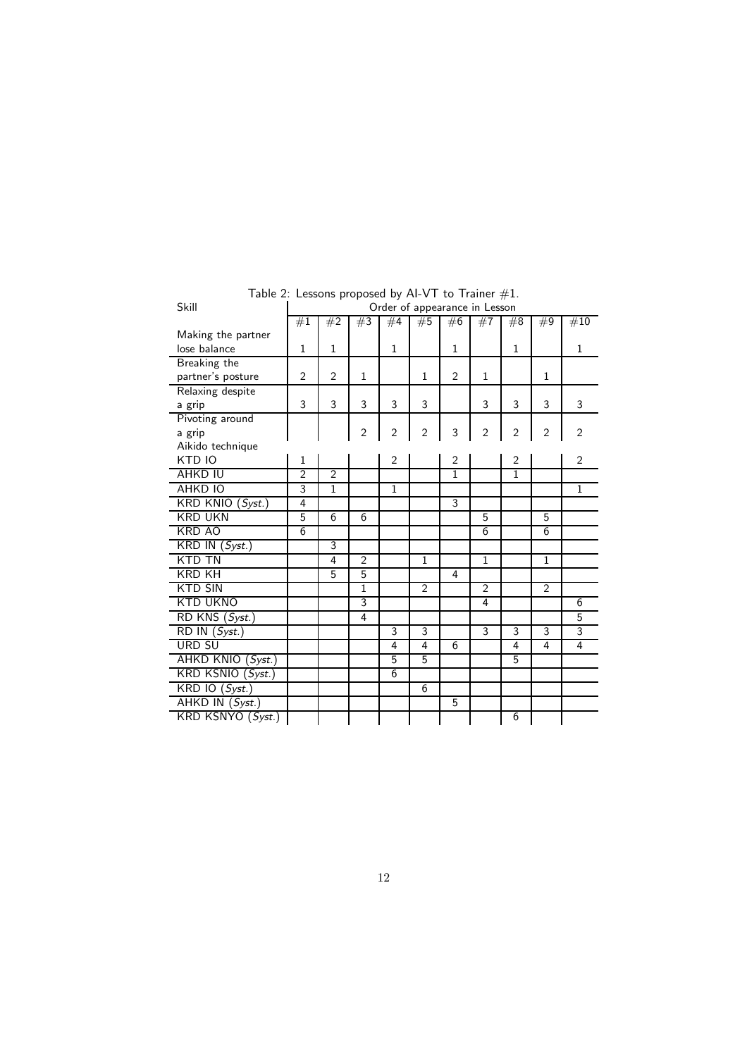Table 2: Lessons proposed by AI-VT to Trainer #1.

| Skill | Order of appearance in Lesson | | | | | | | | | |
|---|---|---|---|---|---|---|---|---|---|---|
| | #1 | #2 | #3 | #4 | #5 | #6 | #7 | #8 | #9 | #10 |
| Making the partner lose balance | 1 | 1 | | 1 | | 1 | | 1 | | 1 |
| Breaking the partner's posture | 2 | 2 | 1 | | 1 | 2 | 1 | | 1 | |
| Relaxing despite a grip | 3 | 3 | 3 | 3 | 3 | | 3 | 3 | 3 | 3 |
| Pivoting around a grip | | | 2 | 2 | 2 | 3 | 2 | 2 | 2 | 2 |
| Aikido technique | | | | | | | | | | |
| KTD IO | 1 | | | 2 | | 2 | | 2 | | 2 |
| AHKD IU | 2 | 2 | | | | 1 | | 1 | | |
| AHKD IO | 3 | 1 | | 1 | | | | | | 1 |
| KRD KNIO (*Syst.*) | 4 | | | | | 3 | | | | |
| KRD UKN | 5 | 6 | 6 | | | | 5 | | 5 | |
| KRD AO | 6 | | | | | | 6 | | 6 | |
| KRD IN (*Syst.*) | | 3 | | | | | | | | |
| KTD TN | | 4 | 2 | | 1 | | 1 | | 1 | |
| KRD KH | | 5 | 5 | | | 4 | | | | |
| KTD SIN | | | 1 | | 2 | | 2 | | 2 | |
| KTD UKNO | | | 3 | | | | 4 | | | 6 |
| RD KNS (*Syst.*) | | | 4 | | | | | | | 5 |
| RD IN (*Syst.*) | | | | 3 | 3 | | 3 | 3 | 3 | 3 |
| URD SU | | | | 4 | 4 | 6 | | 4 | 4 | 4 |
| AHKD KNIO (*Syst.*) | | | | 5 | 5 | | | 5 | | |
| KRD KSNIO (*Syst.*) | | | | 6 | | | | | | |
| KRD IO (*Syst.*) | | | | | 6 | | | | | |
| AHKD IN (*Syst.*) | | | | | | 5 | | | | |
| KRD KSNYO (*Syst.*) | | | | | | | | 6 | | |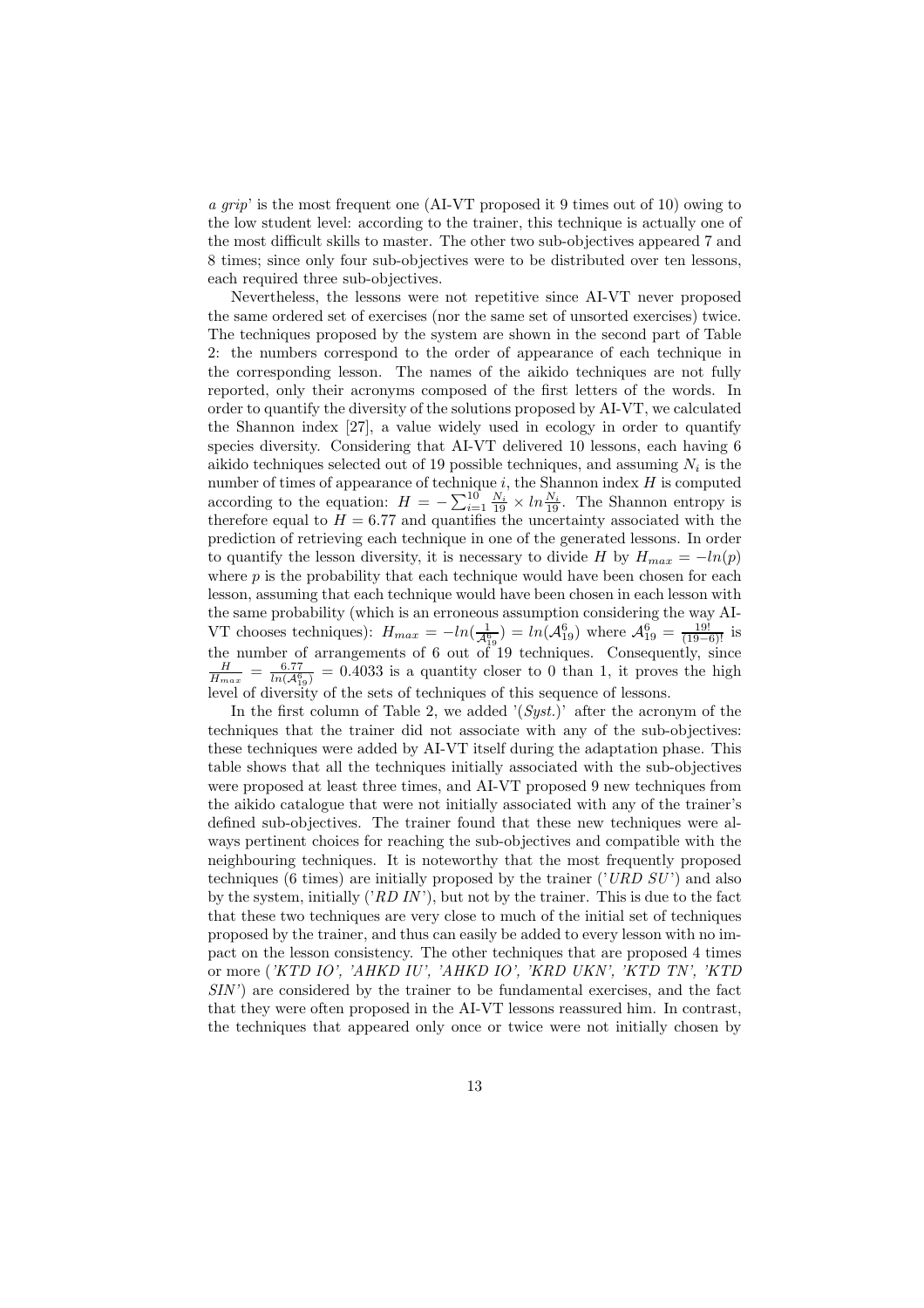*a grip*' is the most frequent one (AI-VT proposed it 9 times out of 10) owing to the low student level: according to the trainer, this technique is actually one of the most difficult skills to master. The other two sub-objectives appeared 7 and 8 times; since only four sub-objectives were to be distributed over ten lessons, each required three sub-objectives.

Nevertheless, the lessons were not repetitive since AI-VT never proposed the same ordered set of exercises (nor the same set of unsorted exercises) twice. The techniques proposed by the system are shown in the second part of Table 2: the numbers correspond to the order of appearance of each technique in the corresponding lesson. The names of the aikido techniques are not fully reported, only their acronyms composed of the first letters of the words. In order to quantify the diversity of the solutions proposed by AI-VT, we calculated the Shannon index [27], a value widely used in ecology in order to quantify species diversity. Considering that AI-VT delivered 10 lessons, each having 6 aikido techniques selected out of 19 possible techniques, and assuming $N_i$ is the number of times of appearance of technique $i$, the Shannon index $H$ is computed according to the equation: $H = -\sum_{i=1}^{10} \frac{N_i}{19} \times ln\frac{N_i}{19}$. The Shannon entropy is therefore equal to $H = 6.77$ and quantifies the uncertainty associated with the prediction of retrieving each technique in one of the generated lessons. In order to quantify the lesson diversity, it is necessary to divide $H$ by $H_{max} = -ln(p)$ where $p$ is the probability that each technique would have been chosen for each lesson, assuming that each technique would have been chosen in each lesson with the same probability (which is an erroneous assumption considering the way AI-VT chooses techniques): $H_{max} = -ln(\frac{1}{\mathcal{A}_{19}^6}) = ln(\mathcal{A}_{19}^6)$ where $\mathcal{A}_{19}^6 = \frac{19!}{(19-6)!}$ is the number of arrangements of 6 out of 19 techniques. Consequently, since $\frac{H}{H_{max}} = \frac{6.77}{ln(\mathcal{A}_{19}^6)} = 0.4033$ is a quantity closer to 0 than 1, it proves the high level of diversity of the sets of techniques of this sequence of lessons.

In the first column of Table 2, we added '(*Syst.*)' after the acronym of the techniques that the trainer did not associate with any of the sub-objectives: these techniques were added by AI-VT itself during the adaptation phase. This table shows that all the techniques initially associated with the sub-objectives were proposed at least three times, and AI-VT proposed 9 new techniques from the aikido catalogue that were not initially associated with any of the trainer's defined sub-objectives. The trainer found that these new techniques were always pertinent choices for reaching the sub-objectives and compatible with the neighbouring techniques. It is noteworthy that the most frequently proposed techniques (6 times) are initially proposed by the trainer ('*URD SU*') and also by the system, initially ('*RD IN*'), but not by the trainer. This is due to the fact that these two techniques are very close to much of the initial set of techniques proposed by the trainer, and thus can easily be added to every lesson with no impact on the lesson consistency. The other techniques that are proposed 4 times or more (*'KTD IO', 'AHKD IU', 'AHKD IO', 'KRD UKN', 'KTD TN', 'KTD SIN'*) are considered by the trainer to be fundamental exercises, and the fact that they were often proposed in the AI-VT lessons reassured him. In contrast, the techniques that appeared only once or twice were not initially chosen by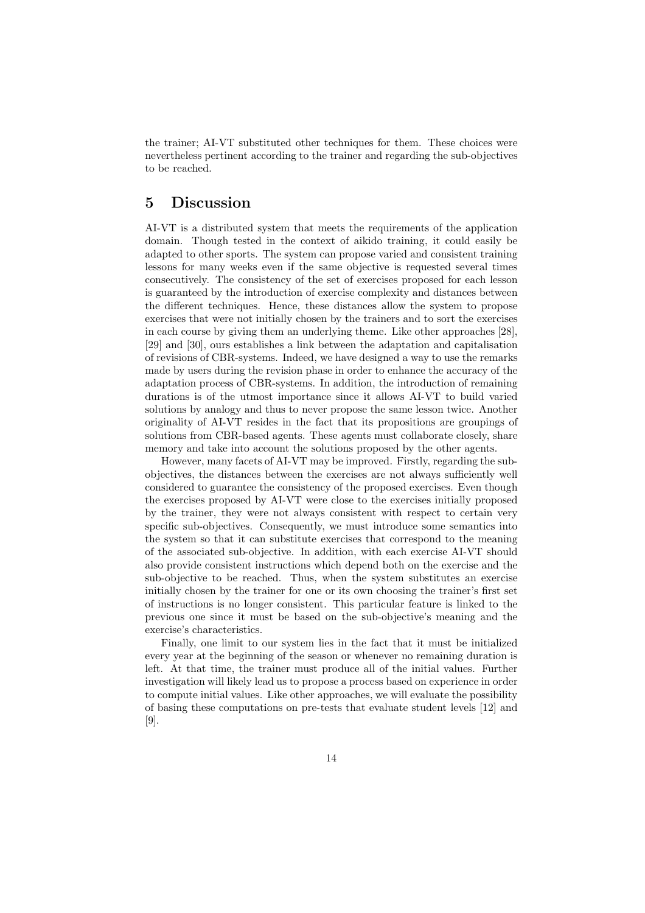the trainer; AI-VT substituted other techniques for them. These choices were nevertheless pertinent according to the trainer and regarding the sub-objectives to be reached.

## 5 Discussion

AI-VT is a distributed system that meets the requirements of the application domain. Though tested in the context of aikido training, it could easily be adapted to other sports. The system can propose varied and consistent training lessons for many weeks even if the same objective is requested several times consecutively. The consistency of the set of exercises proposed for each lesson is guaranteed by the introduction of exercise complexity and distances between the different techniques. Hence, these distances allow the system to propose exercises that were not initially chosen by the trainers and to sort the exercises in each course by giving them an underlying theme. Like other approaches [28], [29] and [30], ours establishes a link between the adaptation and capitalisation of revisions of CBR-systems. Indeed, we have designed a way to use the remarks made by users during the revision phase in order to enhance the accuracy of the adaptation process of CBR-systems. In addition, the introduction of remaining durations is of the utmost importance since it allows AI-VT to build varied solutions by analogy and thus to never propose the same lesson twice. Another originality of AI-VT resides in the fact that its propositions are groupings of solutions from CBR-based agents. These agents must collaborate closely, share memory and take into account the solutions proposed by the other agents.

However, many facets of AI-VT may be improved. Firstly, regarding the sub-objectives, the distances between the exercises are not always sufficiently well considered to guarantee the consistency of the proposed exercises. Even though the exercises proposed by AI-VT were close to the exercises initially proposed by the trainer, they were not always consistent with respect to certain very specific sub-objectives. Consequently, we must introduce some semantics into the system so that it can substitute exercises that correspond to the meaning of the associated sub-objective. In addition, with each exercise AI-VT should also provide consistent instructions which depend both on the exercise and the sub-objective to be reached. Thus, when the system substitutes an exercise initially chosen by the trainer for one or its own choosing the trainer's first set of instructions is no longer consistent. This particular feature is linked to the previous one since it must be based on the sub-objective's meaning and the exercise's characteristics.

Finally, one limit to our system lies in the fact that it must be initialized every year at the beginning of the season or whenever no remaining duration is left. At that time, the trainer must produce all of the initial values. Further investigation will likely lead us to propose a process based on experience in order to compute initial values. Like other approaches, we will evaluate the possibility of basing these computations on pre-tests that evaluate student levels [12] and [9].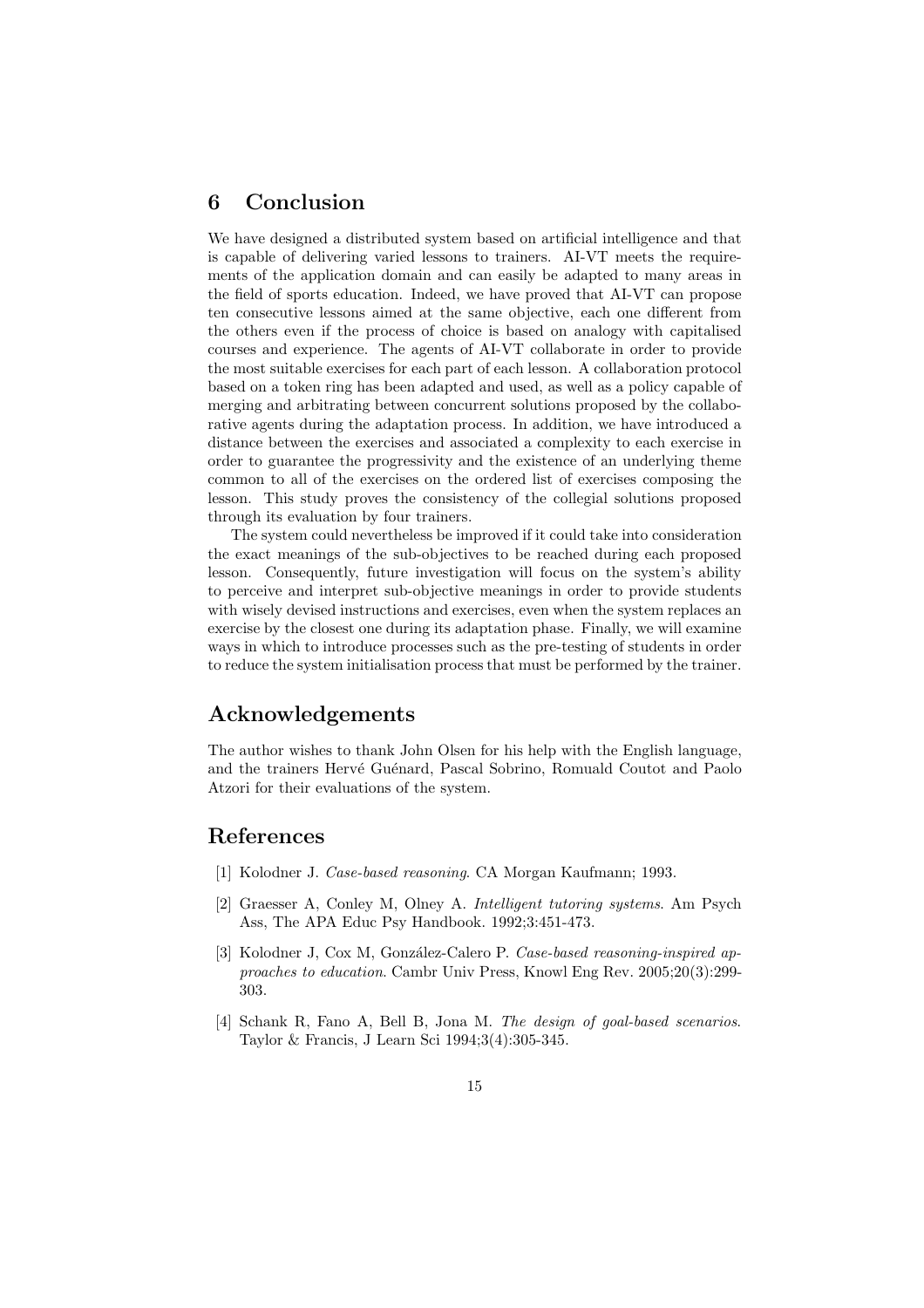## 6 Conclusion

We have designed a distributed system based on artificial intelligence and that is capable of delivering varied lessons to trainers. AI-VT meets the requirements of the application domain and can easily be adapted to many areas in the field of sports education. Indeed, we have proved that AI-VT can propose ten consecutive lessons aimed at the same objective, each one different from the others even if the process of choice is based on analogy with capitalised courses and experience. The agents of AI-VT collaborate in order to provide the most suitable exercises for each part of each lesson. A collaboration protocol based on a token ring has been adapted and used, as well as a policy capable of merging and arbitrating between concurrent solutions proposed by the collaborative agents during the adaptation process. In addition, we have introduced a distance between the exercises and associated a complexity to each exercise in order to guarantee the progressivity and the existence of an underlying theme common to all of the exercises on the ordered list of exercises composing the lesson. This study proves the consistency of the collegial solutions proposed through its evaluation by four trainers.

The system could nevertheless be improved if it could take into consideration the exact meanings of the sub-objectives to be reached during each proposed lesson. Consequently, future investigation will focus on the system's ability to perceive and interpret sub-objective meanings in order to provide students with wisely devised instructions and exercises, even when the system replaces an exercise by the closest one during its adaptation phase. Finally, we will examine ways in which to introduce processes such as the pre-testing of students in order to reduce the system initialisation process that must be performed by the trainer.

## Acknowledgements

The author wishes to thank John Olsen for his help with the English language, and the trainers Hervé Guénard, Pascal Sobrino, Romuald Coutot and Paolo Atzori for their evaluations of the system.

## References

[1] Kolodner J. *Case-based reasoning*. CA Morgan Kaufmann; 1993.

[2] Graesser A, Conley M, Olney A. *Intelligent tutoring systems*. Am Psych Ass, The APA Educ Psy Handbook. 1992;3:451-473.

[3] Kolodner J, Cox M, González-Calero P. *Case-based reasoning-inspired approaches to education*. Cambr Univ Press, Knowl Eng Rev. 2005;20(3):299-303.

[4] Schank R, Fano A, Bell B, Jona M. *The design of goal-based scenarios*. Taylor & Francis, J Learn Sci 1994;3(4):305-345.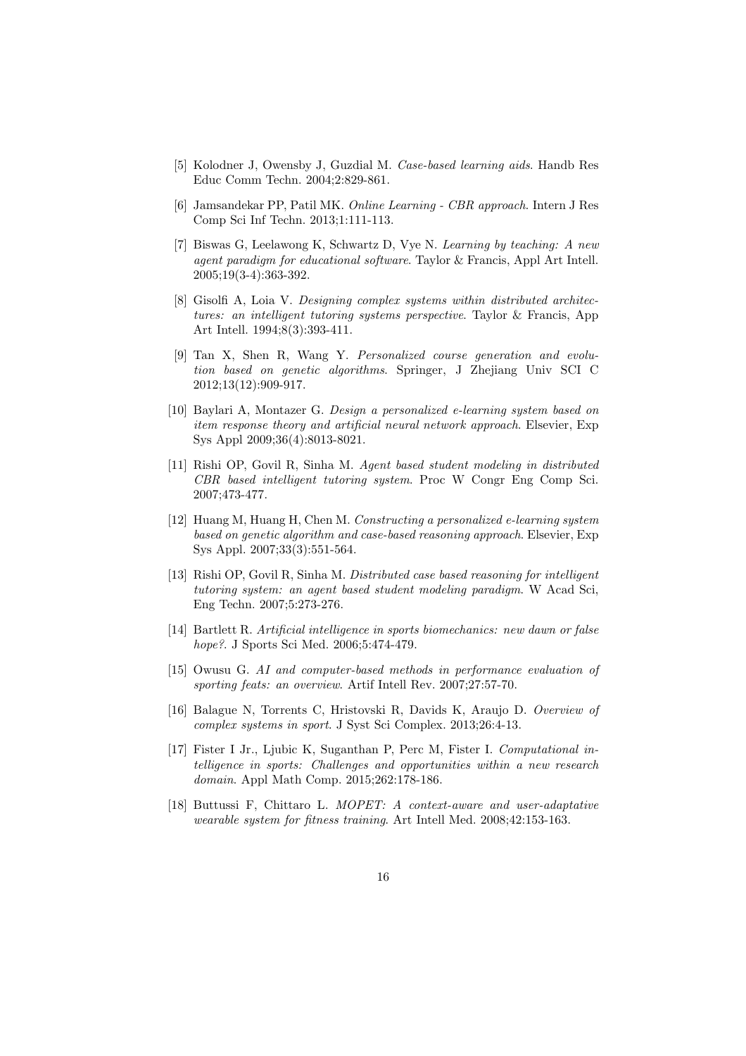[5] Kolodner J, Owensby J, Guzdial M. *Case-based learning aids*. Handb Res Educ Comm Techn. 2004;2:829-861.

[6] Jamsandekar PP, Patil MK. *Online Learning - CBR approach*. Intern J Res Comp Sci Inf Techn. 2013;1:111-113.

[7] Biswas G, Leelawong K, Schwartz D, Vye N. *Learning by teaching: A new agent paradigm for educational software*. Taylor & Francis, Appl Art Intell. 2005;19(3-4):363-392.

[8] Gisolfi A, Loia V. *Designing complex systems within distributed architectures: an intelligent tutoring systems perspective*. Taylor & Francis, App Art Intell. 1994;8(3):393-411.

[9] Tan X, Shen R, Wang Y. *Personalized course generation and evolution based on genetic algorithms*. Springer, J Zhejiang Univ SCI C 2012;13(12):909-917.

[10] Baylari A, Montazer G. *Design a personalized e-learning system based on item response theory and artificial neural network approach*. Elsevier, Exp Sys Appl 2009;36(4):8013-8021.

[11] Rishi OP, Govil R, Sinha M. *Agent based student modeling in distributed CBR based intelligent tutoring system*. Proc W Congr Eng Comp Sci. 2007;473-477.

[12] Huang M, Huang H, Chen M. *Constructing a personalized e-learning system based on genetic algorithm and case-based reasoning approach*. Elsevier, Exp Sys Appl. 2007;33(3):551-564.

[13] Rishi OP, Govil R, Sinha M. *Distributed case based reasoning for intelligent tutoring system: an agent based student modeling paradigm*. W Acad Sci, Eng Techn. 2007;5:273-276.

[14] Bartlett R. *Artificial intelligence in sports biomechanics: new dawn or false hope?*. J Sports Sci Med. 2006;5:474-479.

[15] Owusu G. *AI and computer-based methods in performance evaluation of sporting feats: an overview*. Artif Intell Rev. 2007;27:57-70.

[16] Balague N, Torrents C, Hristovski R, Davids K, Araujo D. *Overview of complex systems in sport*. J Syst Sci Complex. 2013;26:4-13.

[17] Fister I Jr., Ljubic K, Suganthan P, Perc M, Fister I. *Computational intelligence in sports: Challenges and opportunities within a new research domain*. Appl Math Comp. 2015;262:178-186.

[18] Buttussi F, Chittaro L. *MOPET: A context-aware and user-adaptative wearable system for fitness training*. Art Intell Med. 2008;42:153-163.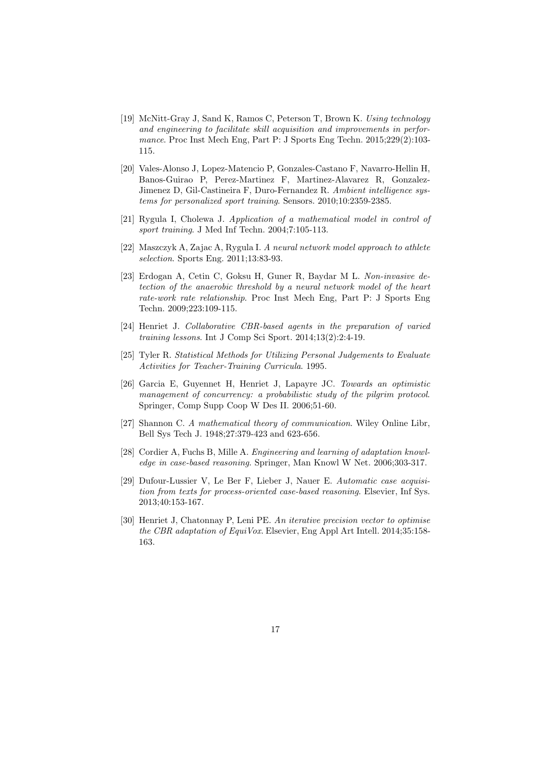[19] McNitt-Gray J, Sand K, Ramos C, Peterson T, Brown K. *Using technology and engineering to facilitate skill acquisition and improvements in performance*. Proc Inst Mech Eng, Part P: J Sports Eng Techn. 2015;229(2):103-115.

[20] Vales-Alonso J, Lopez-Matencio P, Gonzales-Castano F, Navarro-Hellin H, Banos-Guirao P, Perez-Martinez F, Martinez-Alavarez R, Gonzalez-Jimenez D, Gil-Castineira F, Duro-Fernandez R. *Ambient intelligence systems for personalized sport training*. Sensors. 2010;10:2359-2385.

[21] Rygula I, Cholewa J. *Application of a mathematical model in control of sport training*. J Med Inf Techn. 2004;7:105-113.

[22] Maszczyk A, Zajac A, Rygula I. *A neural network model approach to athlete selection*. Sports Eng. 2011;13:83-93.

[23] Erdogan A, Cetin C, Goksu H, Guner R, Baydar M L. *Non-invasive detection of the anaerobic threshold by a neural network model of the heart rate-work rate relationship*. Proc Inst Mech Eng, Part P: J Sports Eng Techn. 2009;223:109-115.

[24] Henriet J. *Collaborative CBR-based agents in the preparation of varied training lessons*. Int J Comp Sci Sport. 2014;13(2):2:4-19.

[25] Tyler R. *Statistical Methods for Utilizing Personal Judgements to Evaluate Activities for Teacher-Training Curricula*. 1995.

[26] Garcia E, Guyennet H, Henriet J, Lapayre JC. *Towards an optimistic management of concurrency: a probabilistic study of the pilgrim protocol*. Springer, Comp Supp Coop W Des II. 2006;51-60.

[27] Shannon C. *A mathematical theory of communication*. Wiley Online Libr, Bell Sys Tech J. 1948;27:379-423 and 623-656.

[28] Cordier A, Fuchs B, Mille A. *Engineering and learning of adaptation knowledge in case-based reasoning*. Springer, Man Knowl W Net. 2006;303-317.

[29] Dufour-Lussier V, Le Ber F, Lieber J, Nauer E. *Automatic case acquisition from texts for process-oriented case-based reasoning*. Elsevier, Inf Sys. 2013;40:153-167.

[30] Henriet J, Chatonnay P, Leni PE. *An iterative precision vector to optimise the CBR adaptation of EquiVox*. Elsevier, Eng Appl Art Intell. 2014;35:158-163.